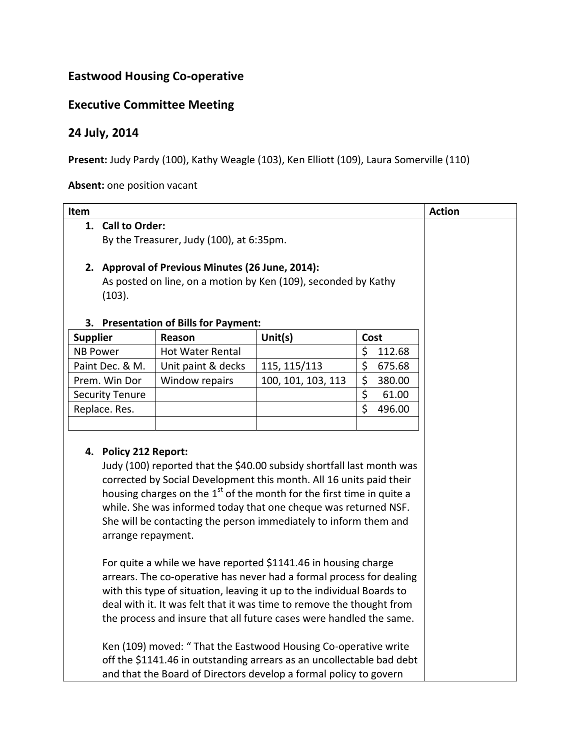## Eastwood Housing Co-operative

## Executive Committee Meeting

## 24 July, 2014

**Present:** Judy Pardy (100), Kathy Weagle (103), Ken Elliott (109), Laura Somerville (110)

**Absent:** one position vacant

| Item | Action |
|---|---|
| 1. **Call to Order:** By the Treasurer, Judy (100), at 6:35pm. | |
| 2. **Approval of Previous Minutes (26 June, 2014):** As posted on line, on a motion by Ken (109), seconded by Kathy (103). | |
| 3. **Presentation of Bills for Payment:** | |

| Supplier | Reason | Unit(s) | Cost |
|---|---|---|---|
| NB Power | Hot Water Rental | | $ 112.68 |
| Paint Dec. & M. | Unit paint & decks | 115, 115/113 | $ 675.68 |
| Prem. Win Dor | Window repairs | 100, 101, 103, 113 | $ 380.00 |
| Security Tenure | | | $ 61.00 |
| Replace. Res. | | | $ 496.00 |
| | | | |

4. **Policy 212 Report:**

Judy (100) reported that the $40.00 subsidy shortfall last month was corrected by Social Development this month. All 16 units paid their housing charges on the 1st of the month for the first time in quite a while. She was informed today that one cheque was returned NSF. She will be contacting the person immediately to inform them and arrange repayment.

For quite a while we have reported $1141.46 in housing charge arrears. The co-operative has never had a formal process for dealing with this type of situation, leaving it up to the individual Boards to deal with it. It was felt that it was time to remove the thought from the process and insure that all future cases were handled the same.

Ken (109) moved: " That the Eastwood Housing Co-operative write off the $1141.46 in outstanding arrears as an uncollectable bad debt and that the Board of Directors develop a formal policy to govern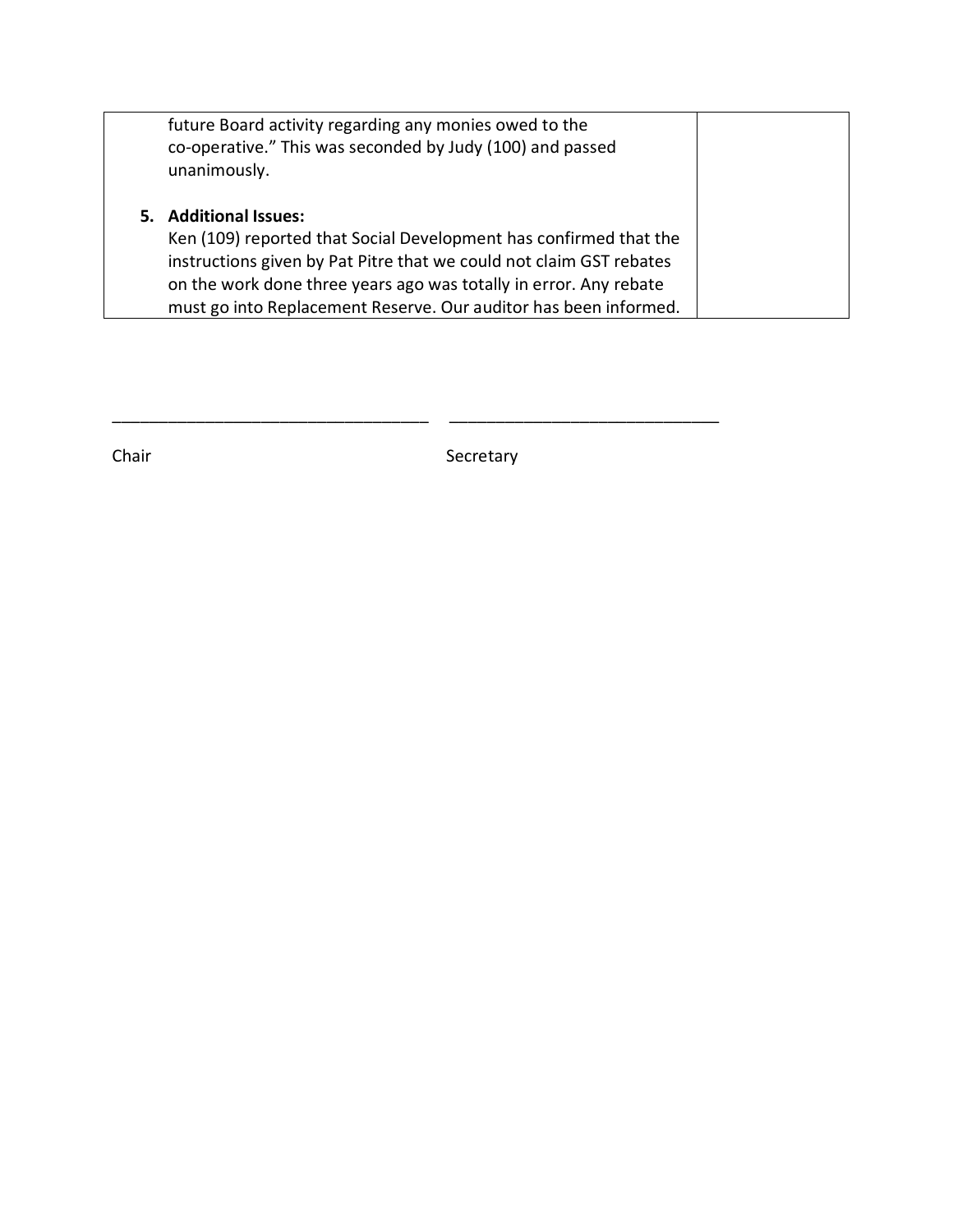| | |
|---|---|
| future Board activity regarding any monies owed to the co-operative." This was seconded by Judy (100) and passed unanimously.<br><br>**5. Additional Issues:**<br>Ken (109) reported that Social Development has confirmed that the instructions given by Pat Pitre that we could not claim GST rebates on the work done three years ago was totally in error. Any rebate must go into Replacement Reserve. Our auditor has been informed. | |

\_\_\_\_\_\_\_\_\_\_\_\_\_\_\_\_\_\_\_\_\_\_\_\_\_\_\_\_\_\_\_\_\_\_ \_\_\_\_\_\_\_\_\_\_\_\_\_\_\_\_\_\_\_\_\_\_\_\_\_\_\_\_\_\_

Chair Secretary